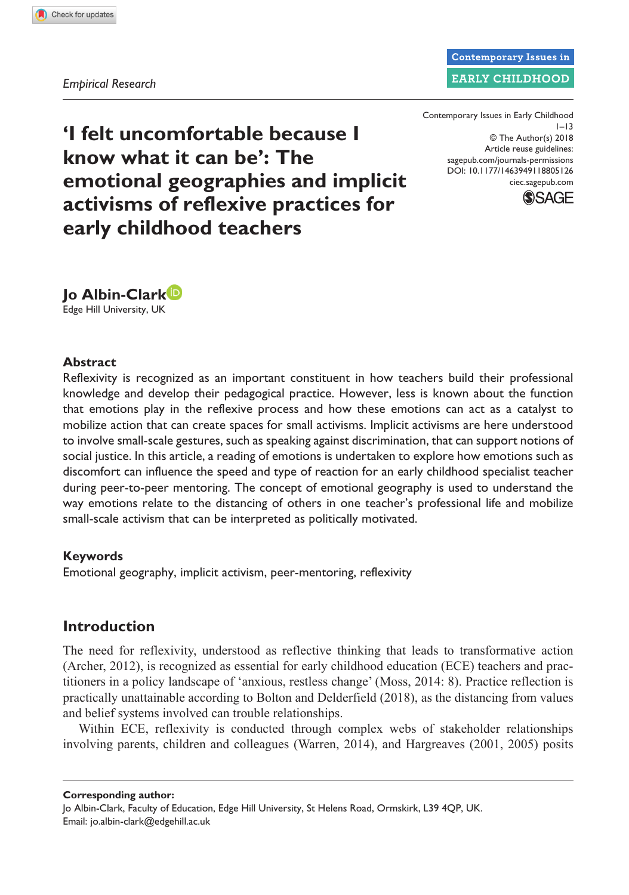*Empirical Research*

# 'I felt uncomfortable because I know what it can be': The emotional geographies and implicit activisms of reflexive practices for early childhood teachers

**Jo Albin-Clark**
Edge Hill University, UK

## Abstract

Reflexivity is recognized as an important constituent in how teachers build their professional knowledge and develop their pedagogical practice. However, less is known about the function that emotions play in the reflexive process and how these emotions can act as a catalyst to mobilize action that can create spaces for small activisms. Implicit activisms are here understood to involve small-scale gestures, such as speaking against discrimination, that can support notions of social justice. In this article, a reading of emotions is undertaken to explore how emotions such as discomfort can influence the speed and type of reaction for an early childhood specialist teacher during peer-to-peer mentoring. The concept of emotional geography is used to understand the way emotions relate to the distancing of others in one teacher's professional life and mobilize small-scale activism that can be interpreted as politically motivated.

## Keywords

Emotional geography, implicit activism, peer-mentoring, reflexivity

## Introduction

The need for reflexivity, understood as reflective thinking that leads to transformative action (Archer, 2012), is recognized as essential for early childhood education (ECE) teachers and practitioners in a policy landscape of 'anxious, restless change' (Moss, 2014: 8). Practice reflection is practically unattainable according to Bolton and Delderfield (2018), as the distancing from values and belief systems involved can trouble relationships.

Within ECE, reflexivity is conducted through complex webs of stakeholder relationships involving parents, children and colleagues (Warren, 2014), and Hargreaves (2001, 2005) posits

---

**Corresponding author:**
Jo Albin-Clark, Faculty of Education, Edge Hill University, St Helens Road, Ormskirk, L39 4QP, UK.
Email: jo.albin-clark@edgehill.ac.uk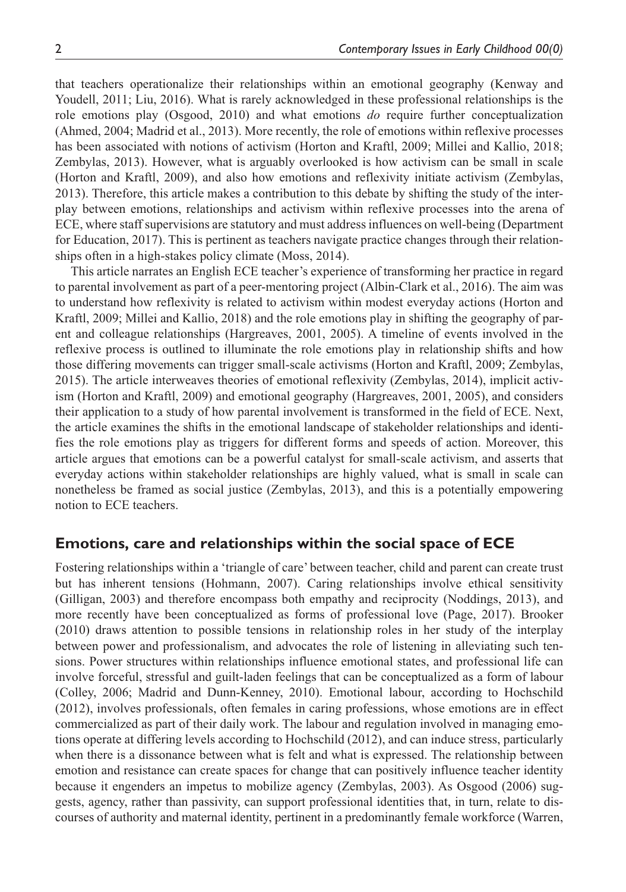that teachers operationalize their relationships within an emotional geography (Kenway and Youdell, 2011; Liu, 2016). What is rarely acknowledged in these professional relationships is the role emotions play (Osgood, 2010) and what emotions *do* require further conceptualization (Ahmed, 2004; Madrid et al., 2013). More recently, the role of emotions within reflexive processes has been associated with notions of activism (Horton and Kraftl, 2009; Millei and Kallio, 2018; Zembylas, 2013). However, what is arguably overlooked is how activism can be small in scale (Horton and Kraftl, 2009), and also how emotions and reflexivity initiate activism (Zembylas, 2013). Therefore, this article makes a contribution to this debate by shifting the study of the interplay between emotions, relationships and activism within reflexive processes into the arena of ECE, where staff supervisions are statutory and must address influences on well-being (Department for Education, 2017). This is pertinent as teachers navigate practice changes through their relationships often in a high-stakes policy climate (Moss, 2014).

This article narrates an English ECE teacher's experience of transforming her practice in regard to parental involvement as part of a peer-mentoring project (Albin-Clark et al., 2016). The aim was to understand how reflexivity is related to activism within modest everyday actions (Horton and Kraftl, 2009; Millei and Kallio, 2018) and the role emotions play in shifting the geography of parent and colleague relationships (Hargreaves, 2001, 2005). A timeline of events involved in the reflexive process is outlined to illuminate the role emotions play in relationship shifts and how those differing movements can trigger small-scale activisms (Horton and Kraftl, 2009; Zembylas, 2015). The article interweaves theories of emotional reflexivity (Zembylas, 2014), implicit activism (Horton and Kraftl, 2009) and emotional geography (Hargreaves, 2001, 2005), and considers their application to a study of how parental involvement is transformed in the field of ECE. Next, the article examines the shifts in the emotional landscape of stakeholder relationships and identifies the role emotions play as triggers for different forms and speeds of action. Moreover, this article argues that emotions can be a powerful catalyst for small-scale activism, and asserts that everyday actions within stakeholder relationships are highly valued, what is small in scale can nonetheless be framed as social justice (Zembylas, 2013), and this is a potentially empowering notion to ECE teachers.

## Emotions, care and relationships within the social space of ECE

Fostering relationships within a 'triangle of care' between teacher, child and parent can create trust but has inherent tensions (Hohmann, 2007). Caring relationships involve ethical sensitivity (Gilligan, 2003) and therefore encompass both empathy and reciprocity (Noddings, 2013), and more recently have been conceptualized as forms of professional love (Page, 2017). Brooker (2010) draws attention to possible tensions in relationship roles in her study of the interplay between power and professionalism, and advocates the role of listening in alleviating such tensions. Power structures within relationships influence emotional states, and professional life can involve forceful, stressful and guilt-laden feelings that can be conceptualized as a form of labour (Colley, 2006; Madrid and Dunn-Kenney, 2010). Emotional labour, according to Hochschild (2012), involves professionals, often females in caring professions, whose emotions are in effect commercialized as part of their daily work. The labour and regulation involved in managing emotions operate at differing levels according to Hochschild (2012), and can induce stress, particularly when there is a dissonance between what is felt and what is expressed. The relationship between emotion and resistance can create spaces for change that can positively influence teacher identity because it engenders an impetus to mobilize agency (Zembylas, 2003). As Osgood (2006) suggests, agency, rather than passivity, can support professional identities that, in turn, relate to discourses of authority and maternal identity, pertinent in a predominantly female workforce (Warren,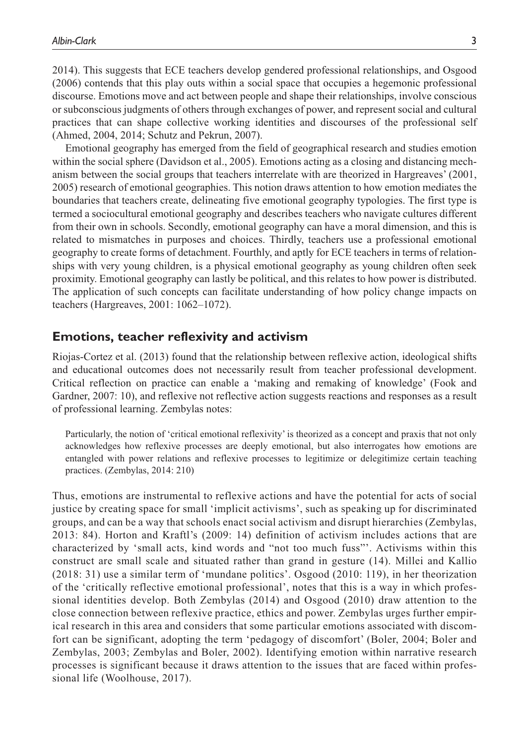2014). This suggests that ECE teachers develop gendered professional relationships, and Osgood (2006) contends that this play outs within a social space that occupies a hegemonic professional discourse. Emotions move and act between people and shape their relationships, involve conscious or subconscious judgments of others through exchanges of power, and represent social and cultural practices that can shape collective working identities and discourses of the professional self (Ahmed, 2004, 2014; Schutz and Pekrun, 2007).

Emotional geography has emerged from the field of geographical research and studies emotion within the social sphere (Davidson et al., 2005). Emotions acting as a closing and distancing mechanism between the social groups that teachers interrelate with are theorized in Hargreaves' (2001, 2005) research of emotional geographies. This notion draws attention to how emotion mediates the boundaries that teachers create, delineating five emotional geography typologies. The first type is termed a sociocultural emotional geography and describes teachers who navigate cultures different from their own in schools. Secondly, emotional geography can have a moral dimension, and this is related to mismatches in purposes and choices. Thirdly, teachers use a professional emotional geography to create forms of detachment. Fourthly, and aptly for ECE teachers in terms of relationships with very young children, is a physical emotional geography as young children often seek proximity. Emotional geography can lastly be political, and this relates to how power is distributed. The application of such concepts can facilitate understanding of how policy change impacts on teachers (Hargreaves, 2001: 1062–1072).

## Emotions, teacher reflexivity and activism

Riojas-Cortez et al. (2013) found that the relationship between reflexive action, ideological shifts and educational outcomes does not necessarily result from teacher professional development. Critical reflection on practice can enable a 'making and remaking of knowledge' (Fook and Gardner, 2007: 10), and reflexive not reflective action suggests reactions and responses as a result of professional learning. Zembylas notes:

> Particularly, the notion of 'critical emotional reflexivity' is theorized as a concept and praxis that not only acknowledges how reflexive processes are deeply emotional, but also interrogates how emotions are entangled with power relations and reflexive processes to legitimize or delegitimize certain teaching practices. (Zembylas, 2014: 210)

Thus, emotions are instrumental to reflexive actions and have the potential for acts of social justice by creating space for small 'implicit activisms', such as speaking up for discriminated groups, and can be a way that schools enact social activism and disrupt hierarchies (Zembylas, 2013: 84). Horton and Kraftl's (2009: 14) definition of activism includes actions that are characterized by 'small acts, kind words and "not too much fuss"'. Activisms within this construct are small scale and situated rather than grand in gesture (14). Millei and Kallio (2018: 31) use a similar term of 'mundane politics'. Osgood (2010: 119), in her theorization of the 'critically reflective emotional professional', notes that this is a way in which professional identities develop. Both Zembylas (2014) and Osgood (2010) draw attention to the close connection between reflexive practice, ethics and power. Zembylas urges further empirical research in this area and considers that some particular emotions associated with discomfort can be significant, adopting the term 'pedagogy of discomfort' (Boler, 2004; Boler and Zembylas, 2003; Zembylas and Boler, 2002). Identifying emotion within narrative research processes is significant because it draws attention to the issues that are faced within professional life (Woolhouse, 2017).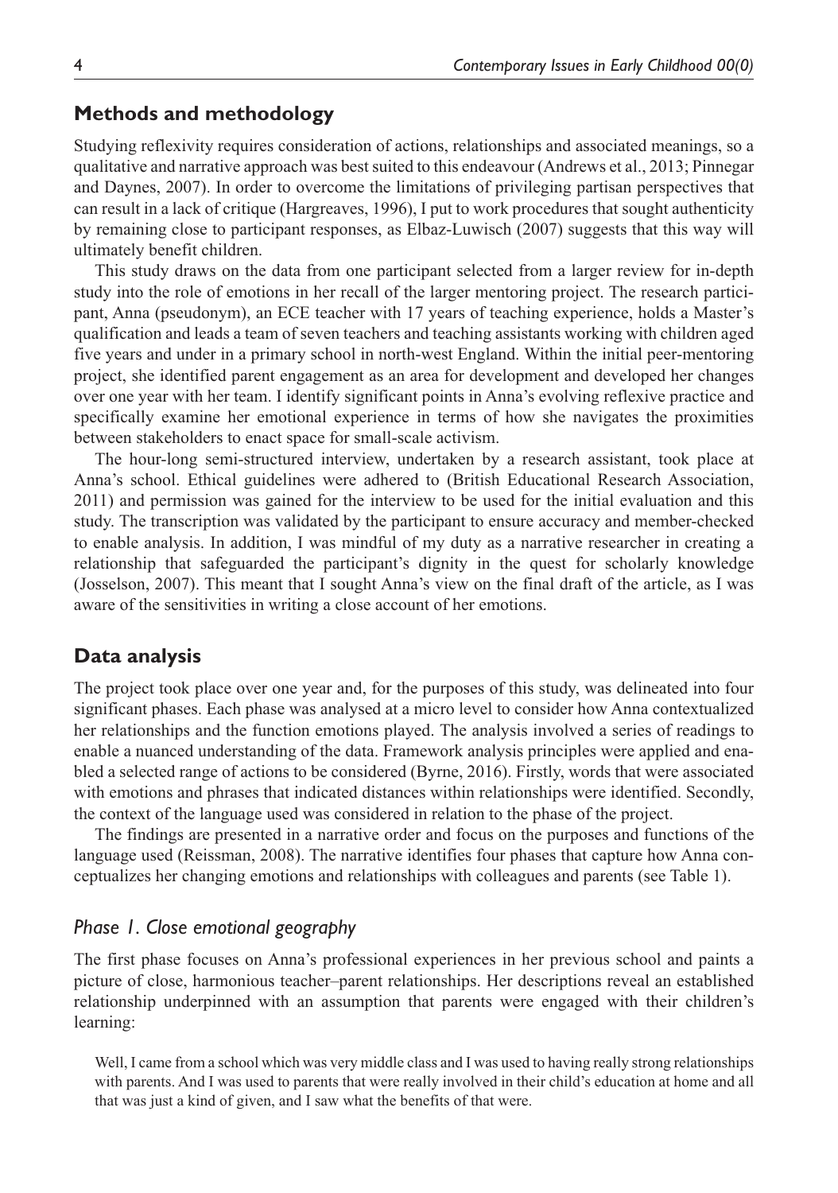## Methods and methodology

Studying reflexivity requires consideration of actions, relationships and associated meanings, so a qualitative and narrative approach was best suited to this endeavour (Andrews et al., 2013; Pinnegar and Daynes, 2007). In order to overcome the limitations of privileging partisan perspectives that can result in a lack of critique (Hargreaves, 1996), I put to work procedures that sought authenticity by remaining close to participant responses, as Elbaz-Luwisch (2007) suggests that this way will ultimately benefit children.

This study draws on the data from one participant selected from a larger review for in-depth study into the role of emotions in her recall of the larger mentoring project. The research participant, Anna (pseudonym), an ECE teacher with 17 years of teaching experience, holds a Master's qualification and leads a team of seven teachers and teaching assistants working with children aged five years and under in a primary school in north-west England. Within the initial peer-mentoring project, she identified parent engagement as an area for development and developed her changes over one year with her team. I identify significant points in Anna's evolving reflexive practice and specifically examine her emotional experience in terms of how she navigates the proximities between stakeholders to enact space for small-scale activism.

The hour-long semi-structured interview, undertaken by a research assistant, took place at Anna's school. Ethical guidelines were adhered to (British Educational Research Association, 2011) and permission was gained for the interview to be used for the initial evaluation and this study. The transcription was validated by the participant to ensure accuracy and member-checked to enable analysis. In addition, I was mindful of my duty as a narrative researcher in creating a relationship that safeguarded the participant's dignity in the quest for scholarly knowledge (Josselson, 2007). This meant that I sought Anna's view on the final draft of the article, as I was aware of the sensitivities in writing a close account of her emotions.

## Data analysis

The project took place over one year and, for the purposes of this study, was delineated into four significant phases. Each phase was analysed at a micro level to consider how Anna contextualized her relationships and the function emotions played. The analysis involved a series of readings to enable a nuanced understanding of the data. Framework analysis principles were applied and enabled a selected range of actions to be considered (Byrne, 2016). Firstly, words that were associated with emotions and phrases that indicated distances within relationships were identified. Secondly, the context of the language used was considered in relation to the phase of the project.

The findings are presented in a narrative order and focus on the purposes and functions of the language used (Reissman, 2008). The narrative identifies four phases that capture how Anna conceptualizes her changing emotions and relationships with colleagues and parents (see Table 1).

### *Phase 1. Close emotional geography*

The first phase focuses on Anna's professional experiences in her previous school and paints a picture of close, harmonious teacher–parent relationships. Her descriptions reveal an established relationship underpinned with an assumption that parents were engaged with their children's learning:

> Well, I came from a school which was very middle class and I was used to having really strong relationships with parents. And I was used to parents that were really involved in their child's education at home and all that was just a kind of given, and I saw what the benefits of that were.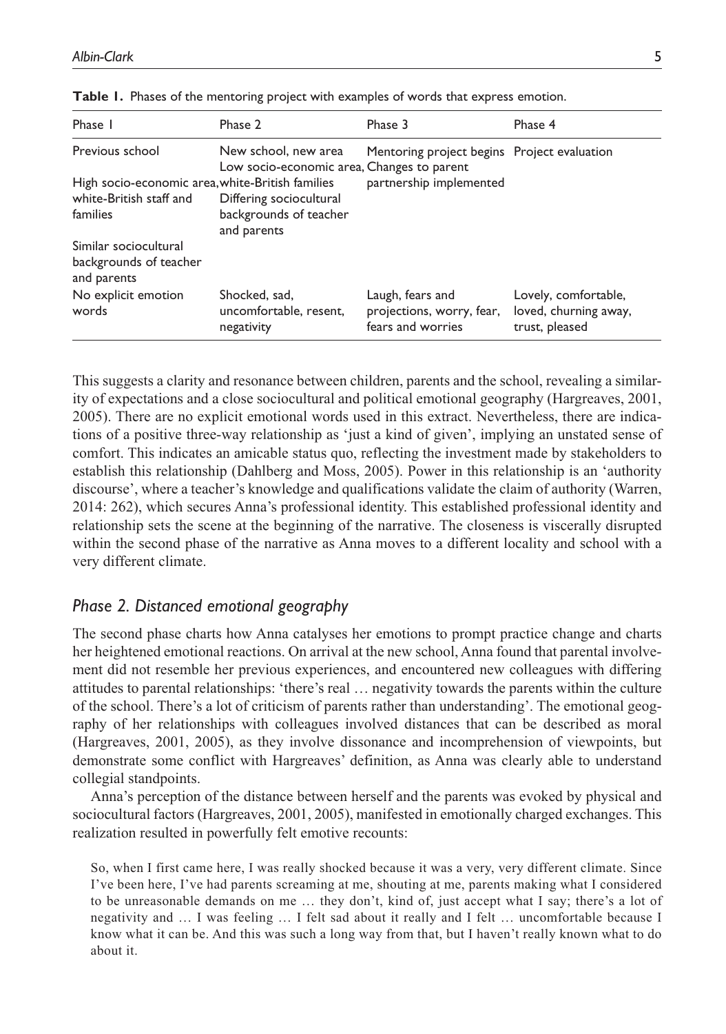**Table 1.** Phases of the mentoring project with examples of words that express emotion.

| Phase 1 | Phase 2 | Phase 3 | Phase 4 |
|---|---|---|---|
| Previous school<br>High socio-economic area, white-British staff and families<br>Similar sociocultural backgrounds of teacher and parents | New school, new area<br>Low socio-economic area, white-British families<br>Differing sociocultural backgrounds of teacher and parents | Mentoring project begins<br>Changes to parent partnership implemented | Project evaluation |
| No explicit emotion words | Shocked, sad, uncomfortable, resent, negativity | Laugh, fears and projections, worry, fear, fears and worries | Lovely, comfortable, loved, churning away, trust, pleased |

This suggests a clarity and resonance between children, parents and the school, revealing a similarity of expectations and a close sociocultural and political emotional geography (Hargreaves, 2001, 2005). There are no explicit emotional words used in this extract. Nevertheless, there are indications of a positive three-way relationship as 'just a kind of given', implying an unstated sense of comfort. This indicates an amicable status quo, reflecting the investment made by stakeholders to establish this relationship (Dahlberg and Moss, 2005). Power in this relationship is an 'authority discourse', where a teacher's knowledge and qualifications validate the claim of authority (Warren, 2014: 262), which secures Anna's professional identity. This established professional identity and relationship sets the scene at the beginning of the narrative. The closeness is viscerally disrupted within the second phase of the narrative as Anna moves to a different locality and school with a very different climate.

## *Phase 2. Distanced emotional geography*

The second phase charts how Anna catalyses her emotions to prompt practice change and charts her heightened emotional reactions. On arrival at the new school, Anna found that parental involvement did not resemble her previous experiences, and encountered new colleagues with differing attitudes to parental relationships: 'there's real … negativity towards the parents within the culture of the school. There's a lot of criticism of parents rather than understanding'. The emotional geography of her relationships with colleagues involved distances that can be described as moral (Hargreaves, 2001, 2005), as they involve dissonance and incomprehension of viewpoints, but demonstrate some conflict with Hargreaves' definition, as Anna was clearly able to understand collegial standpoints.

Anna's perception of the distance between herself and the parents was evoked by physical and sociocultural factors (Hargreaves, 2001, 2005), manifested in emotionally charged exchanges. This realization resulted in powerfully felt emotive recounts:

> So, when I first came here, I was really shocked because it was a very, very different climate. Since I've been here, I've had parents screaming at me, shouting at me, parents making what I considered to be unreasonable demands on me … they don't, kind of, just accept what I say; there's a lot of negativity and … I was feeling … I felt sad about it really and I felt … uncomfortable because I know what it can be. And this was such a long way from that, but I haven't really known what to do about it.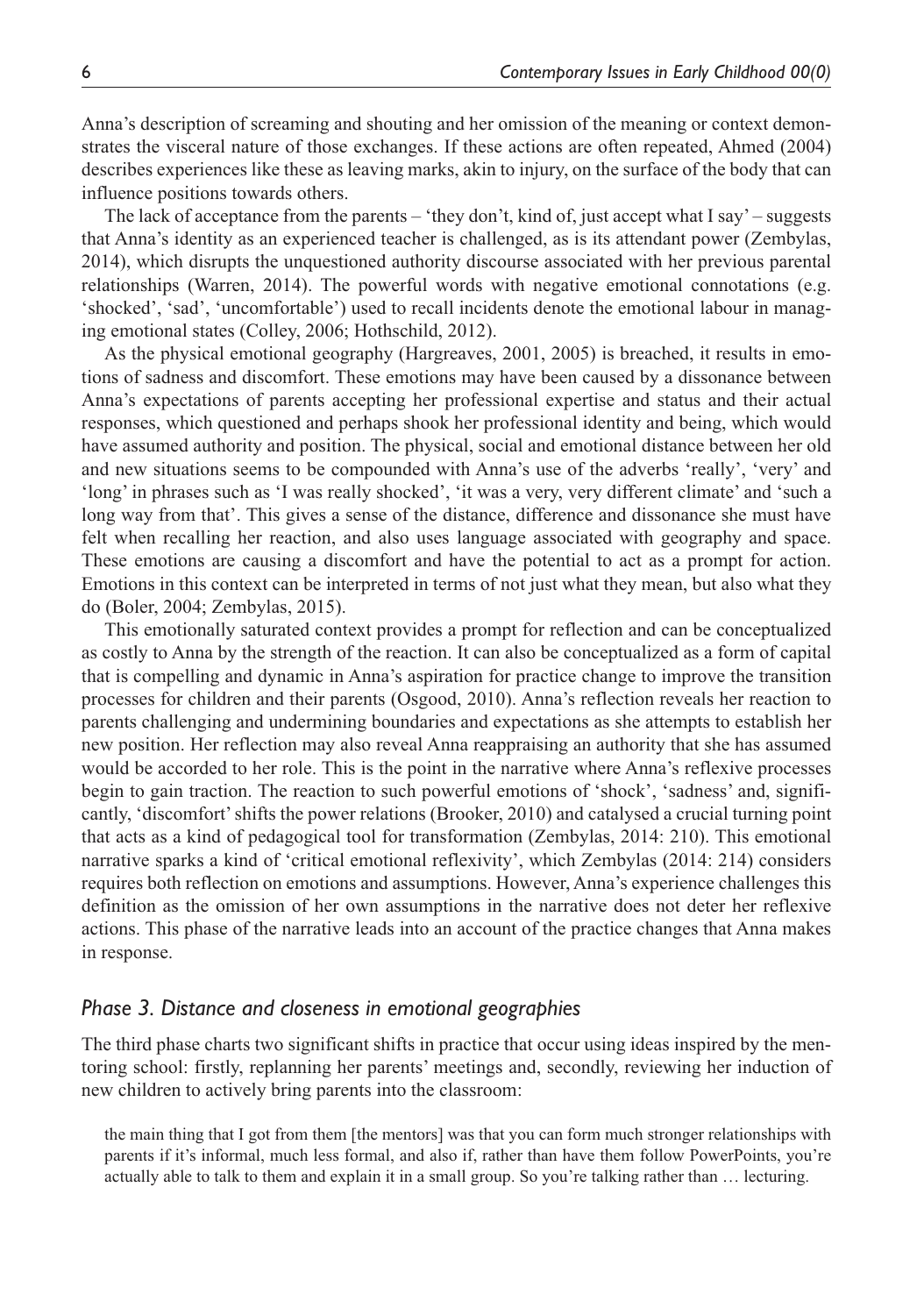Anna's description of screaming and shouting and her omission of the meaning or context demonstrates the visceral nature of those exchanges. If these actions are often repeated, Ahmed (2004) describes experiences like these as leaving marks, akin to injury, on the surface of the body that can influence positions towards others.

The lack of acceptance from the parents – 'they don't, kind of, just accept what I say' – suggests that Anna's identity as an experienced teacher is challenged, as is its attendant power (Zembylas, 2014), which disrupts the unquestioned authority discourse associated with her previous parental relationships (Warren, 2014). The powerful words with negative emotional connotations (e.g. 'shocked', 'sad', 'uncomfortable') used to recall incidents denote the emotional labour in managing emotional states (Colley, 2006; Hothschild, 2012).

As the physical emotional geography (Hargreaves, 2001, 2005) is breached, it results in emotions of sadness and discomfort. These emotions may have been caused by a dissonance between Anna's expectations of parents accepting her professional expertise and status and their actual responses, which questioned and perhaps shook her professional identity and being, which would have assumed authority and position. The physical, social and emotional distance between her old and new situations seems to be compounded with Anna's use of the adverbs 'really', 'very' and 'long' in phrases such as 'I was really shocked', 'it was a very, very different climate' and 'such a long way from that'. This gives a sense of the distance, difference and dissonance she must have felt when recalling her reaction, and also uses language associated with geography and space. These emotions are causing a discomfort and have the potential to act as a prompt for action. Emotions in this context can be interpreted in terms of not just what they mean, but also what they do (Boler, 2004; Zembylas, 2015).

This emotionally saturated context provides a prompt for reflection and can be conceptualized as costly to Anna by the strength of the reaction. It can also be conceptualized as a form of capital that is compelling and dynamic in Anna's aspiration for practice change to improve the transition processes for children and their parents (Osgood, 2010). Anna's reflection reveals her reaction to parents challenging and undermining boundaries and expectations as she attempts to establish her new position. Her reflection may also reveal Anna reappraising an authority that she has assumed would be accorded to her role. This is the point in the narrative where Anna's reflexive processes begin to gain traction. The reaction to such powerful emotions of 'shock', 'sadness' and, significantly, 'discomfort' shifts the power relations (Brooker, 2010) and catalysed a crucial turning point that acts as a kind of pedagogical tool for transformation (Zembylas, 2014: 210). This emotional narrative sparks a kind of 'critical emotional reflexivity', which Zembylas (2014: 214) considers requires both reflection on emotions and assumptions. However, Anna's experience challenges this definition as the omission of her own assumptions in the narrative does not deter her reflexive actions. This phase of the narrative leads into an account of the practice changes that Anna makes in response.

### *Phase 3. Distance and closeness in emotional geographies*

The third phase charts two significant shifts in practice that occur using ideas inspired by the mentoring school: firstly, replanning her parents' meetings and, secondly, reviewing her induction of new children to actively bring parents into the classroom:

> the main thing that I got from them [the mentors] was that you can form much stronger relationships with parents if it's informal, much less formal, and also if, rather than have them follow PowerPoints, you're actually able to talk to them and explain it in a small group. So you're talking rather than … lecturing.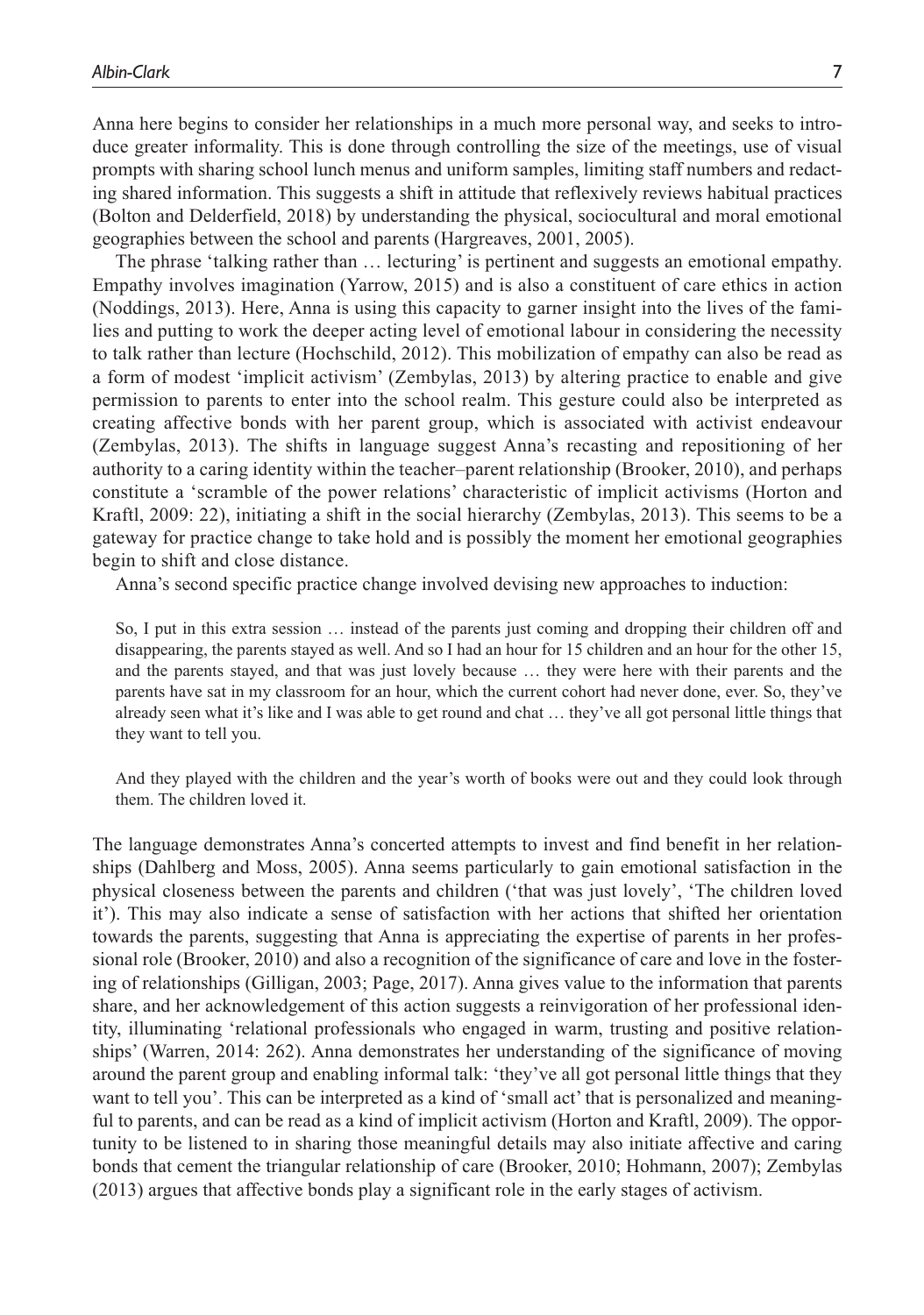Anna here begins to consider her relationships in a much more personal way, and seeks to introduce greater informality. This is done through controlling the size of the meetings, use of visual prompts with sharing school lunch menus and uniform samples, limiting staff numbers and redacting shared information. This suggests a shift in attitude that reflexively reviews habitual practices (Bolton and Delderfield, 2018) by understanding the physical, sociocultural and moral emotional geographies between the school and parents (Hargreaves, 2001, 2005).

The phrase 'talking rather than … lecturing' is pertinent and suggests an emotional empathy. Empathy involves imagination (Yarrow, 2015) and is also a constituent of care ethics in action (Noddings, 2013). Here, Anna is using this capacity to garner insight into the lives of the families and putting to work the deeper acting level of emotional labour in considering the necessity to talk rather than lecture (Hochschild, 2012). This mobilization of empathy can also be read as a form of modest 'implicit activism' (Zembylas, 2013) by altering practice to enable and give permission to parents to enter into the school realm. This gesture could also be interpreted as creating affective bonds with her parent group, which is associated with activist endeavour (Zembylas, 2013). The shifts in language suggest Anna's recasting and repositioning of her authority to a caring identity within the teacher–parent relationship (Brooker, 2010), and perhaps constitute a 'scramble of the power relations' characteristic of implicit activisms (Horton and Kraftl, 2009: 22), initiating a shift in the social hierarchy (Zembylas, 2013). This seems to be a gateway for practice change to take hold and is possibly the moment her emotional geographies begin to shift and close distance.

Anna's second specific practice change involved devising new approaches to induction:

> So, I put in this extra session … instead of the parents just coming and dropping their children off and disappearing, the parents stayed as well. And so I had an hour for 15 children and an hour for the other 15, and the parents stayed, and that was just lovely because … they were here with their parents and the parents have sat in my classroom for an hour, which the current cohort had never done, ever. So, they've already seen what it's like and I was able to get round and chat … they've all got personal little things that they want to tell you.
>
> And they played with the children and the year's worth of books were out and they could look through them. The children loved it.

The language demonstrates Anna's concerted attempts to invest and find benefit in her relationships (Dahlberg and Moss, 2005). Anna seems particularly to gain emotional satisfaction in the physical closeness between the parents and children ('that was just lovely', 'The children loved it'). This may also indicate a sense of satisfaction with her actions that shifted her orientation towards the parents, suggesting that Anna is appreciating the expertise of parents in her professional role (Brooker, 2010) and also a recognition of the significance of care and love in the fostering of relationships (Gilligan, 2003; Page, 2017). Anna gives value to the information that parents share, and her acknowledgement of this action suggests a reinvigoration of her professional identity, illuminating 'relational professionals who engaged in warm, trusting and positive relationships' (Warren, 2014: 262). Anna demonstrates her understanding of the significance of moving around the parent group and enabling informal talk: 'they've all got personal little things that they want to tell you'. This can be interpreted as a kind of 'small act' that is personalized and meaningful to parents, and can be read as a kind of implicit activism (Horton and Kraftl, 2009). The opportunity to be listened to in sharing those meaningful details may also initiate affective and caring bonds that cement the triangular relationship of care (Brooker, 2010; Hohmann, 2007); Zembylas (2013) argues that affective bonds play a significant role in the early stages of activism.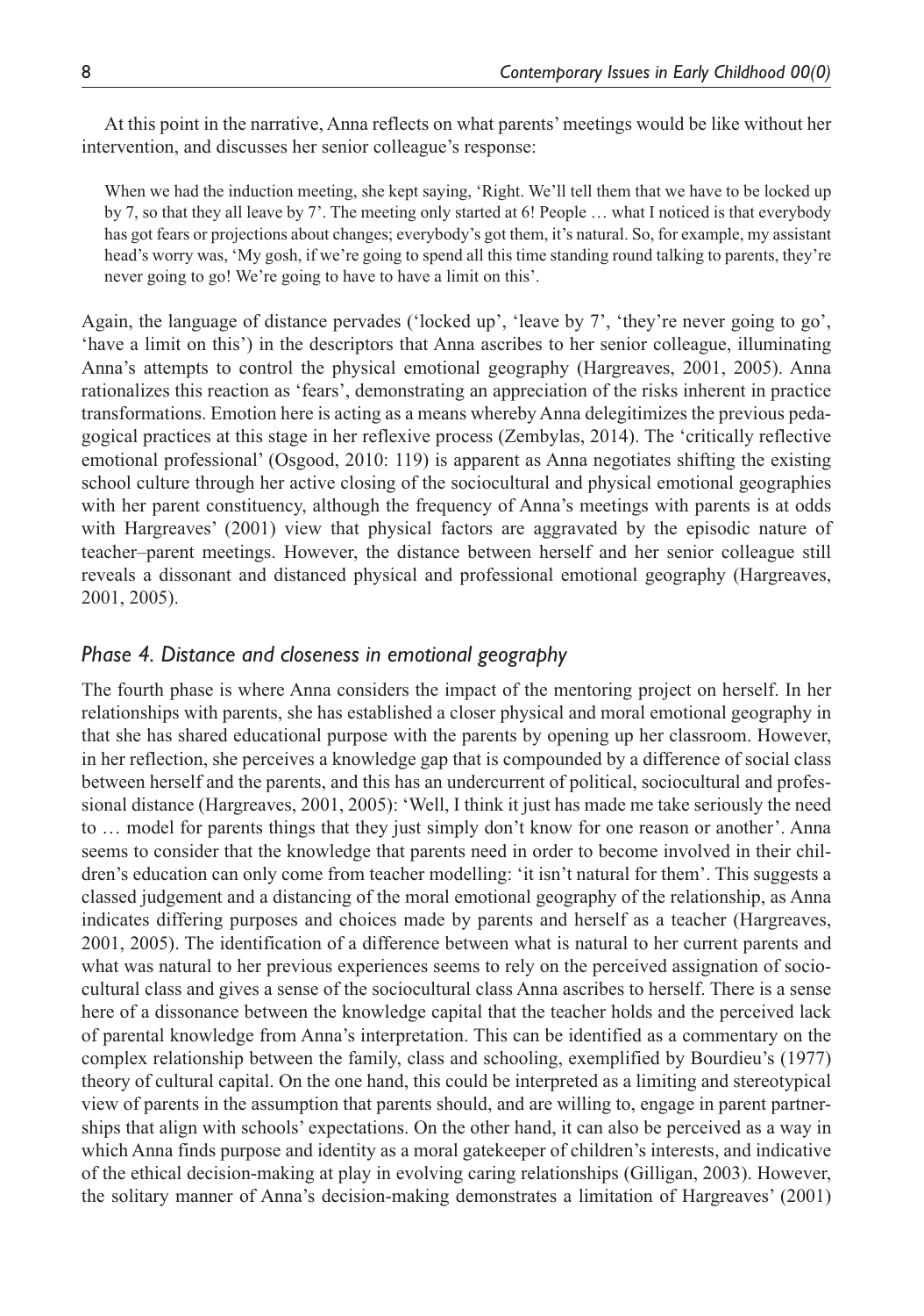At this point in the narrative, Anna reflects on what parents' meetings would be like without her intervention, and discusses her senior colleague's response:

> When we had the induction meeting, she kept saying, 'Right. We'll tell them that we have to be locked up by 7, so that they all leave by 7'. The meeting only started at 6! People … what I noticed is that everybody has got fears or projections about changes; everybody's got them, it's natural. So, for example, my assistant head's worry was, 'My gosh, if we're going to spend all this time standing round talking to parents, they're never going to go! We're going to have to have a limit on this'.

Again, the language of distance pervades ('locked up', 'leave by 7', 'they're never going to go', 'have a limit on this') in the descriptors that Anna ascribes to her senior colleague, illuminating Anna's attempts to control the physical emotional geography (Hargreaves, 2001, 2005). Anna rationalizes this reaction as 'fears', demonstrating an appreciation of the risks inherent in practice transformations. Emotion here is acting as a means whereby Anna delegitimizes the previous pedagogical practices at this stage in her reflexive process (Zembylas, 2014). The 'critically reflective emotional professional' (Osgood, 2010: 119) is apparent as Anna negotiates shifting the existing school culture through her active closing of the sociocultural and physical emotional geographies with her parent constituency, although the frequency of Anna's meetings with parents is at odds with Hargreaves' (2001) view that physical factors are aggravated by the episodic nature of teacher–parent meetings. However, the distance between herself and her senior colleague still reveals a dissonant and distanced physical and professional emotional geography (Hargreaves, 2001, 2005).

## *Phase 4. Distance and closeness in emotional geography*

The fourth phase is where Anna considers the impact of the mentoring project on herself. In her relationships with parents, she has established a closer physical and moral emotional geography in that she has shared educational purpose with the parents by opening up her classroom. However, in her reflection, she perceives a knowledge gap that is compounded by a difference of social class between herself and the parents, and this has an undercurrent of political, sociocultural and professional distance (Hargreaves, 2001, 2005): 'Well, I think it just has made me take seriously the need to … model for parents things that they just simply don't know for one reason or another'. Anna seems to consider that the knowledge that parents need in order to become involved in their children's education can only come from teacher modelling: 'it isn't natural for them'. This suggests a classed judgement and a distancing of the moral emotional geography of the relationship, as Anna indicates differing purposes and choices made by parents and herself as a teacher (Hargreaves, 2001, 2005). The identification of a difference between what is natural to her current parents and what was natural to her previous experiences seems to rely on the perceived assignation of sociocultural class and gives a sense of the sociocultural class Anna ascribes to herself. There is a sense here of a dissonance between the knowledge capital that the teacher holds and the perceived lack of parental knowledge from Anna's interpretation. This can be identified as a commentary on the complex relationship between the family, class and schooling, exemplified by Bourdieu's (1977) theory of cultural capital. On the one hand, this could be interpreted as a limiting and stereotypical view of parents in the assumption that parents should, and are willing to, engage in parent partnerships that align with schools' expectations. On the other hand, it can also be perceived as a way in which Anna finds purpose and identity as a moral gatekeeper of children's interests, and indicative of the ethical decision-making at play in evolving caring relationships (Gilligan, 2003). However, the solitary manner of Anna's decision-making demonstrates a limitation of Hargreaves' (2001)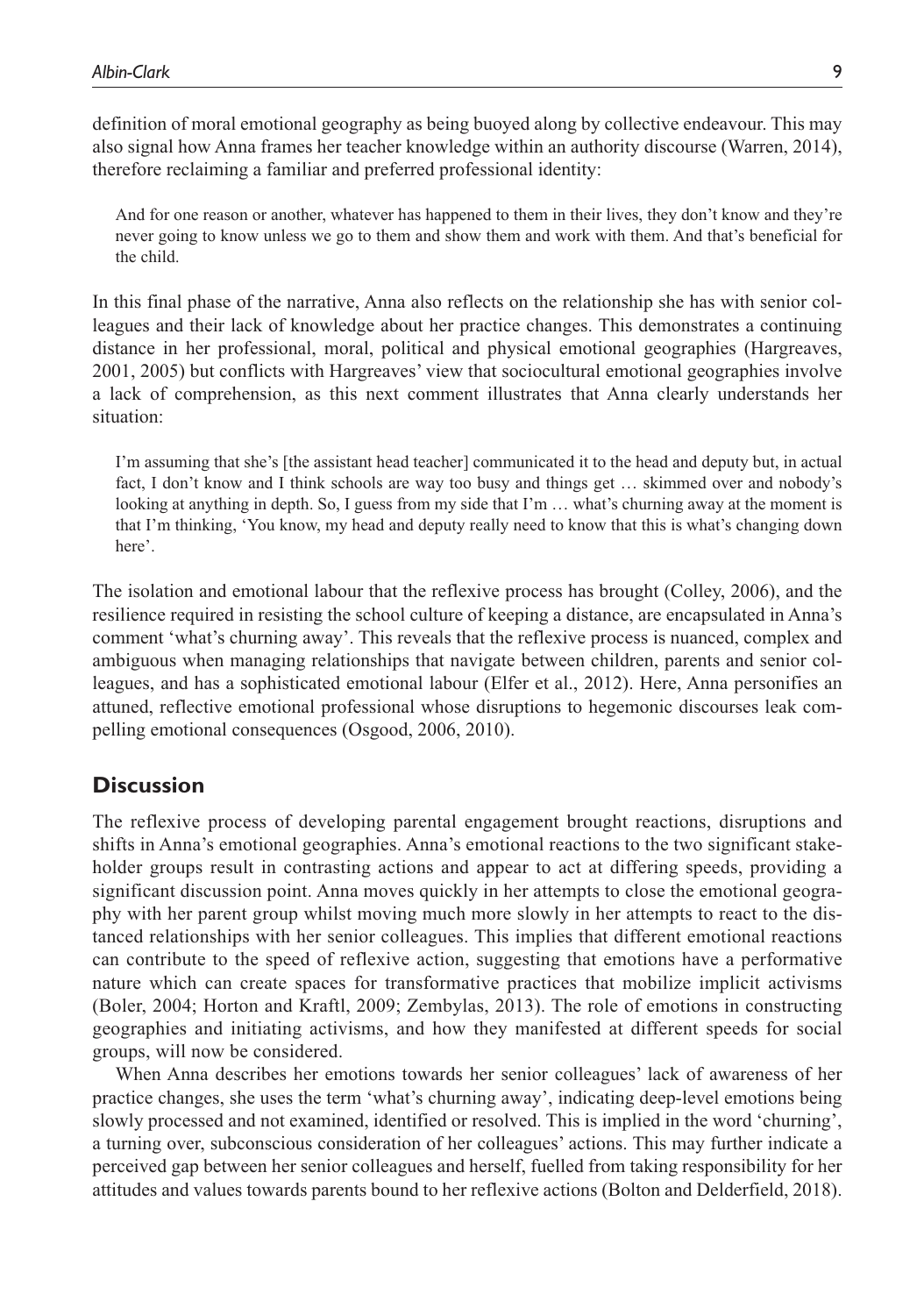definition of moral emotional geography as being buoyed along by collective endeavour. This may also signal how Anna frames her teacher knowledge within an authority discourse (Warren, 2014), therefore reclaiming a familiar and preferred professional identity:

> And for one reason or another, whatever has happened to them in their lives, they don't know and they're never going to know unless we go to them and show them and work with them. And that's beneficial for the child.

In this final phase of the narrative, Anna also reflects on the relationship she has with senior colleagues and their lack of knowledge about her practice changes. This demonstrates a continuing distance in her professional, moral, political and physical emotional geographies (Hargreaves, 2001, 2005) but conflicts with Hargreaves' view that sociocultural emotional geographies involve a lack of comprehension, as this next comment illustrates that Anna clearly understands her situation:

> I'm assuming that she's [the assistant head teacher] communicated it to the head and deputy but, in actual fact, I don't know and I think schools are way too busy and things get … skimmed over and nobody's looking at anything in depth. So, I guess from my side that I'm … what's churning away at the moment is that I'm thinking, 'You know, my head and deputy really need to know that this is what's changing down here'.

The isolation and emotional labour that the reflexive process has brought (Colley, 2006), and the resilience required in resisting the school culture of keeping a distance, are encapsulated in Anna's comment 'what's churning away'. This reveals that the reflexive process is nuanced, complex and ambiguous when managing relationships that navigate between children, parents and senior colleagues, and has a sophisticated emotional labour (Elfer et al., 2012). Here, Anna personifies an attuned, reflective emotional professional whose disruptions to hegemonic discourses leak compelling emotional consequences (Osgood, 2006, 2010).

## Discussion

The reflexive process of developing parental engagement brought reactions, disruptions and shifts in Anna's emotional geographies. Anna's emotional reactions to the two significant stakeholder groups result in contrasting actions and appear to act at differing speeds, providing a significant discussion point. Anna moves quickly in her attempts to close the emotional geography with her parent group whilst moving much more slowly in her attempts to react to the distanced relationships with her senior colleagues. This implies that different emotional reactions can contribute to the speed of reflexive action, suggesting that emotions have a performative nature which can create spaces for transformative practices that mobilize implicit activisms (Boler, 2004; Horton and Kraftl, 2009; Zembylas, 2013). The role of emotions in constructing geographies and initiating activisms, and how they manifested at different speeds for social groups, will now be considered.

When Anna describes her emotions towards her senior colleagues' lack of awareness of her practice changes, she uses the term 'what's churning away', indicating deep-level emotions being slowly processed and not examined, identified or resolved. This is implied in the word 'churning', a turning over, subconscious consideration of her colleagues' actions. This may further indicate a perceived gap between her senior colleagues and herself, fuelled from taking responsibility for her attitudes and values towards parents bound to her reflexive actions (Bolton and Delderfield, 2018).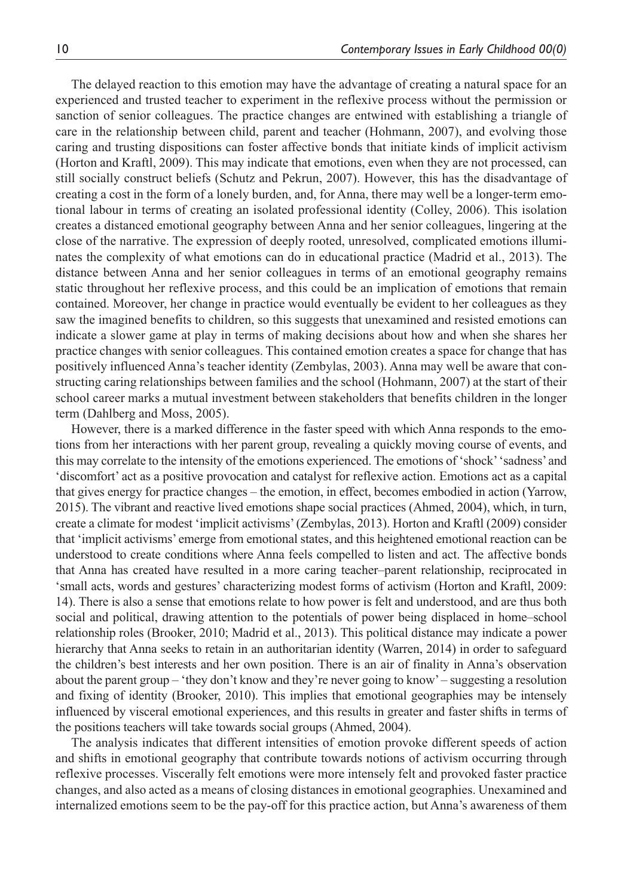The delayed reaction to this emotion may have the advantage of creating a natural space for an experienced and trusted teacher to experiment in the reflexive process without the permission or sanction of senior colleagues. The practice changes are entwined with establishing a triangle of care in the relationship between child, parent and teacher (Hohmann, 2007), and evolving those caring and trusting dispositions can foster affective bonds that initiate kinds of implicit activism (Horton and Kraftl, 2009). This may indicate that emotions, even when they are not processed, can still socially construct beliefs (Schutz and Pekrun, 2007). However, this has the disadvantage of creating a cost in the form of a lonely burden, and, for Anna, there may well be a longer-term emotional labour in terms of creating an isolated professional identity (Colley, 2006). This isolation creates a distanced emotional geography between Anna and her senior colleagues, lingering at the close of the narrative. The expression of deeply rooted, unresolved, complicated emotions illuminates the complexity of what emotions can do in educational practice (Madrid et al., 2013). The distance between Anna and her senior colleagues in terms of an emotional geography remains static throughout her reflexive process, and this could be an implication of emotions that remain contained. Moreover, her change in practice would eventually be evident to her colleagues as they saw the imagined benefits to children, so this suggests that unexamined and resisted emotions can indicate a slower game at play in terms of making decisions about how and when she shares her practice changes with senior colleagues. This contained emotion creates a space for change that has positively influenced Anna's teacher identity (Zembylas, 2003). Anna may well be aware that constructing caring relationships between families and the school (Hohmann, 2007) at the start of their school career marks a mutual investment between stakeholders that benefits children in the longer term (Dahlberg and Moss, 2005).

However, there is a marked difference in the faster speed with which Anna responds to the emotions from her interactions with her parent group, revealing a quickly moving course of events, and this may correlate to the intensity of the emotions experienced. The emotions of 'shock' 'sadness' and 'discomfort' act as a positive provocation and catalyst for reflexive action. Emotions act as a capital that gives energy for practice changes – the emotion, in effect, becomes embodied in action (Yarrow, 2015). The vibrant and reactive lived emotions shape social practices (Ahmed, 2004), which, in turn, create a climate for modest 'implicit activisms' (Zembylas, 2013). Horton and Kraftl (2009) consider that 'implicit activisms' emerge from emotional states, and this heightened emotional reaction can be understood to create conditions where Anna feels compelled to listen and act. The affective bonds that Anna has created have resulted in a more caring teacher–parent relationship, reciprocated in 'small acts, words and gestures' characterizing modest forms of activism (Horton and Kraftl, 2009: 14). There is also a sense that emotions relate to how power is felt and understood, and are thus both social and political, drawing attention to the potentials of power being displaced in home–school relationship roles (Brooker, 2010; Madrid et al., 2013). This political distance may indicate a power hierarchy that Anna seeks to retain in an authoritarian identity (Warren, 2014) in order to safeguard the children's best interests and her own position. There is an air of finality in Anna's observation about the parent group – 'they don't know and they're never going to know' – suggesting a resolution and fixing of identity (Brooker, 2010). This implies that emotional geographies may be intensely influenced by visceral emotional experiences, and this results in greater and faster shifts in terms of the positions teachers will take towards social groups (Ahmed, 2004).

The analysis indicates that different intensities of emotion provoke different speeds of action and shifts in emotional geography that contribute towards notions of activism occurring through reflexive processes. Viscerally felt emotions were more intensely felt and provoked faster practice changes, and also acted as a means of closing distances in emotional geographies. Unexamined and internalized emotions seem to be the pay-off for this practice action, but Anna's awareness of them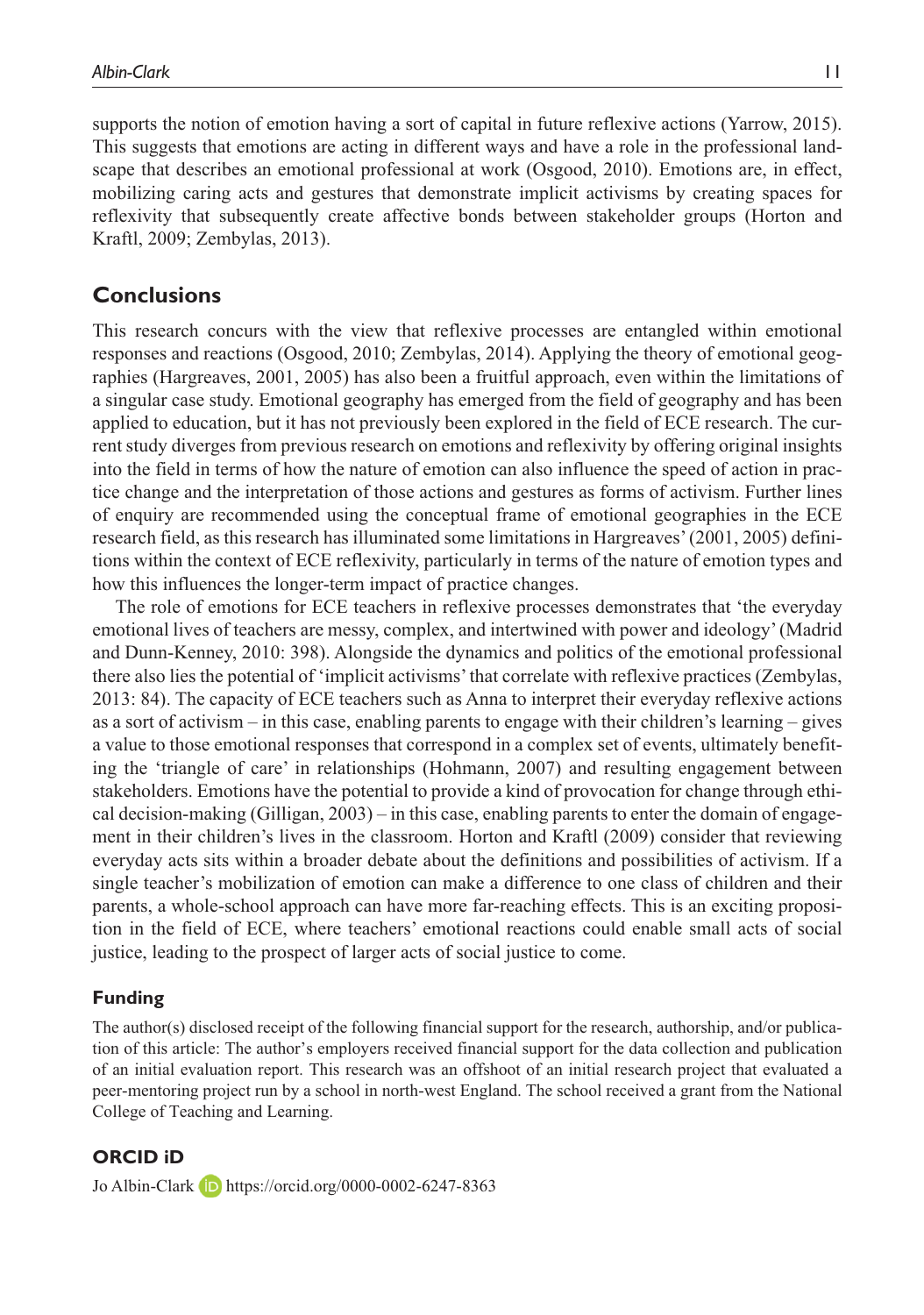supports the notion of emotion having a sort of capital in future reflexive actions (Yarrow, 2015). This suggests that emotions are acting in different ways and have a role in the professional landscape that describes an emotional professional at work (Osgood, 2010). Emotions are, in effect, mobilizing caring acts and gestures that demonstrate implicit activisms by creating spaces for reflexivity that subsequently create affective bonds between stakeholder groups (Horton and Kraftl, 2009; Zembylas, 2013).

## Conclusions

This research concurs with the view that reflexive processes are entangled within emotional responses and reactions (Osgood, 2010; Zembylas, 2014). Applying the theory of emotional geographies (Hargreaves, 2001, 2005) has also been a fruitful approach, even within the limitations of a singular case study. Emotional geography has emerged from the field of geography and has been applied to education, but it has not previously been explored in the field of ECE research. The current study diverges from previous research on emotions and reflexivity by offering original insights into the field in terms of how the nature of emotion can also influence the speed of action in practice change and the interpretation of those actions and gestures as forms of activism. Further lines of enquiry are recommended using the conceptual frame of emotional geographies in the ECE research field, as this research has illuminated some limitations in Hargreaves' (2001, 2005) definitions within the context of ECE reflexivity, particularly in terms of the nature of emotion types and how this influences the longer-term impact of practice changes.

The role of emotions for ECE teachers in reflexive processes demonstrates that 'the everyday emotional lives of teachers are messy, complex, and intertwined with power and ideology' (Madrid and Dunn-Kenney, 2010: 398). Alongside the dynamics and politics of the emotional professional there also lies the potential of 'implicit activisms' that correlate with reflexive practices (Zembylas, 2013: 84). The capacity of ECE teachers such as Anna to interpret their everyday reflexive actions as a sort of activism – in this case, enabling parents to engage with their children's learning – gives a value to those emotional responses that correspond in a complex set of events, ultimately benefiting the 'triangle of care' in relationships (Hohmann, 2007) and resulting engagement between stakeholders. Emotions have the potential to provide a kind of provocation for change through ethical decision-making (Gilligan, 2003) – in this case, enabling parents to enter the domain of engagement in their children's lives in the classroom. Horton and Kraftl (2009) consider that reviewing everyday acts sits within a broader debate about the definitions and possibilities of activism. If a single teacher's mobilization of emotion can make a difference to one class of children and their parents, a whole-school approach can have more far-reaching effects. This is an exciting proposition in the field of ECE, where teachers' emotional reactions could enable small acts of social justice, leading to the prospect of larger acts of social justice to come.

### Funding

The author(s) disclosed receipt of the following financial support for the research, authorship, and/or publication of this article: The author's employers received financial support for the data collection and publication of an initial evaluation report. This research was an offshoot of an initial research project that evaluated a peer-mentoring project run by a school in north-west England. The school received a grant from the National College of Teaching and Learning.

### ORCID iD

Jo Albin-Clark https://orcid.org/0000-0002-6247-8363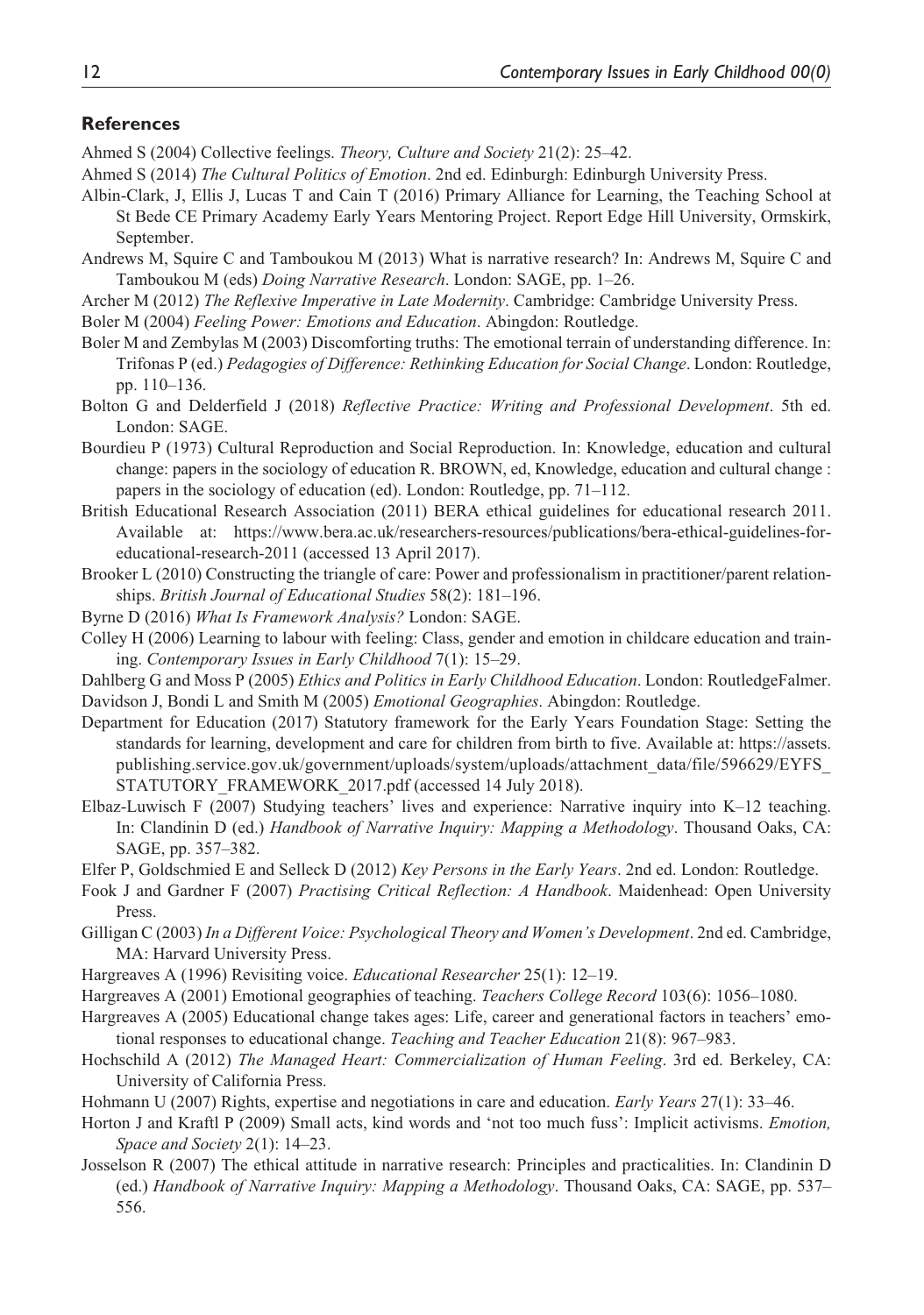## References

Ahmed S (2004) Collective feelings. *Theory, Culture and Society* 21(2): 25–42.

Ahmed S (2014) *The Cultural Politics of Emotion*. 2nd ed. Edinburgh: Edinburgh University Press.

Albin-Clark, J, Ellis J, Lucas T and Cain T (2016) Primary Alliance for Learning, the Teaching School at St Bede CE Primary Academy Early Years Mentoring Project. Report Edge Hill University, Ormskirk, September.

Andrews M, Squire C and Tamboukou M (2013) What is narrative research? In: Andrews M, Squire C and Tamboukou M (eds) *Doing Narrative Research*. London: SAGE, pp. 1–26.

Archer M (2012) *The Reflexive Imperative in Late Modernity*. Cambridge: Cambridge University Press.

Boler M (2004) *Feeling Power: Emotions and Education*. Abingdon: Routledge.

Boler M and Zembylas M (2003) Discomforting truths: The emotional terrain of understanding difference. In: Trifonas P (ed.) *Pedagogies of Difference: Rethinking Education for Social Change*. London: Routledge, pp. 110–136.

Bolton G and Delderfield J (2018) *Reflective Practice: Writing and Professional Development*. 5th ed. London: SAGE.

Bourdieu P (1973) Cultural Reproduction and Social Reproduction. In: Knowledge, education and cultural change: papers in the sociology of education R. BROWN, ed, Knowledge, education and cultural change : papers in the sociology of education (ed). London: Routledge, pp. 71–112.

British Educational Research Association (2011) BERA ethical guidelines for educational research 2011. Available at: https://www.bera.ac.uk/researchers-resources/publications/bera-ethical-guidelines-for-educational-research-2011 (accessed 13 April 2017).

Brooker L (2010) Constructing the triangle of care: Power and professionalism in practitioner/parent relationships. *British Journal of Educational Studies* 58(2): 181–196.

Byrne D (2016) *What Is Framework Analysis?* London: SAGE.

Colley H (2006) Learning to labour with feeling: Class, gender and emotion in childcare education and training. *Contemporary Issues in Early Childhood* 7(1): 15–29.

Dahlberg G and Moss P (2005) *Ethics and Politics in Early Childhood Education*. London: RoutledgeFalmer.

Davidson J, Bondi L and Smith M (2005) *Emotional Geographies*. Abingdon: Routledge.

Department for Education (2017) Statutory framework for the Early Years Foundation Stage: Setting the standards for learning, development and care for children from birth to five. Available at: https://assets.publishing.service.gov.uk/government/uploads/system/uploads/attachment_data/file/596629/EYFS_STATUTORY_FRAMEWORK_2017.pdf (accessed 14 July 2018).

Elbaz-Luwisch F (2007) Studying teachers' lives and experience: Narrative inquiry into K–12 teaching. In: Clandinin D (ed.) *Handbook of Narrative Inquiry: Mapping a Methodology*. Thousand Oaks, CA: SAGE, pp. 357–382.

Elfer P, Goldschmied E and Selleck D (2012) *Key Persons in the Early Years*. 2nd ed. London: Routledge.

Fook J and Gardner F (2007) *Practising Critical Reflection: A Handbook*. Maidenhead: Open University Press.

Gilligan C (2003) *In a Different Voice: Psychological Theory and Women's Development*. 2nd ed. Cambridge, MA: Harvard University Press.

Hargreaves A (1996) Revisiting voice. *Educational Researcher* 25(1): 12–19.

Hargreaves A (2001) Emotional geographies of teaching. *Teachers College Record* 103(6): 1056–1080.

Hargreaves A (2005) Educational change takes ages: Life, career and generational factors in teachers' emotional responses to educational change. *Teaching and Teacher Education* 21(8): 967–983.

Hochschild A (2012) *The Managed Heart: Commercialization of Human Feeling*. 3rd ed. Berkeley, CA: University of California Press.

Hohmann U (2007) Rights, expertise and negotiations in care and education. *Early Years* 27(1): 33–46.

Horton J and Kraftl P (2009) Small acts, kind words and 'not too much fuss': Implicit activisms. *Emotion, Space and Society* 2(1): 14–23.

Josselson R (2007) The ethical attitude in narrative research: Principles and practicalities. In: Clandinin D (ed.) *Handbook of Narrative Inquiry: Mapping a Methodology*. Thousand Oaks, CA: SAGE, pp. 537–556.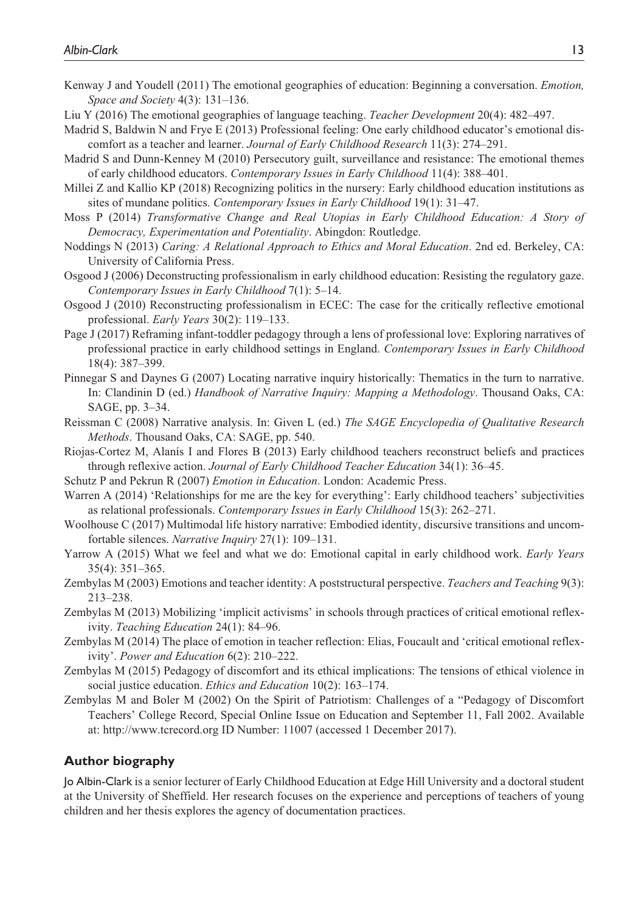Kenway J and Youdell (2011) The emotional geographies of education: Beginning a conversation. *Emotion, Space and Society* 4(3): 131–136.

Liu Y (2016) The emotional geographies of language teaching. *Teacher Development* 20(4): 482–497.

Madrid S, Baldwin N and Frye E (2013) Professional feeling: One early childhood educator's emotional discomfort as a teacher and learner. *Journal of Early Childhood Research* 11(3): 274–291.

Madrid S and Dunn-Kenney M (2010) Persecutory guilt, surveillance and resistance: The emotional themes of early childhood educators. *Contemporary Issues in Early Childhood* 11(4): 388–401.

Millei Z and Kallio KP (2018) Recognizing politics in the nursery: Early childhood education institutions as sites of mundane politics. *Contemporary Issues in Early Childhood* 19(1): 31–47.

Moss P (2014) *Transformative Change and Real Utopias in Early Childhood Education: A Story of Democracy, Experimentation and Potentiality*. Abingdon: Routledge.

Noddings N (2013) *Caring: A Relational Approach to Ethics and Moral Education*. 2nd ed. Berkeley, CA: University of California Press.

Osgood J (2006) Deconstructing professionalism in early childhood education: Resisting the regulatory gaze. *Contemporary Issues in Early Childhood* 7(1): 5–14.

Osgood J (2010) Reconstructing professionalism in ECEC: The case for the critically reflective emotional professional. *Early Years* 30(2): 119–133.

Page J (2017) Reframing infant-toddler pedagogy through a lens of professional love: Exploring narratives of professional practice in early childhood settings in England. *Contemporary Issues in Early Childhood* 18(4): 387–399.

Pinnegar S and Daynes G (2007) Locating narrative inquiry historically: Thematics in the turn to narrative. In: Clandinin D (ed.) *Handbook of Narrative Inquiry: Mapping a Methodology*. Thousand Oaks, CA: SAGE, pp. 3–34.

Reissman C (2008) Narrative analysis. In: Given L (ed.) *The SAGE Encyclopedia of Qualitative Research Methods*. Thousand Oaks, CA: SAGE, pp. 540.

Riojas-Cortez M, Alanís I and Flores B (2013) Early childhood teachers reconstruct beliefs and practices through reflexive action. *Journal of Early Childhood Teacher Education* 34(1): 36–45.

Schutz P and Pekrun R (2007) *Emotion in Education*. London: Academic Press.

Warren A (2014) 'Relationships for me are the key for everything': Early childhood teachers' subjectivities as relational professionals. *Contemporary Issues in Early Childhood* 15(3): 262–271.

Woolhouse C (2017) Multimodal life history narrative: Embodied identity, discursive transitions and uncomfortable silences. *Narrative Inquiry* 27(1): 109–131.

Yarrow A (2015) What we feel and what we do: Emotional capital in early childhood work. *Early Years* 35(4): 351–365.

Zembylas M (2003) Emotions and teacher identity: A poststructural perspective. *Teachers and Teaching* 9(3): 213–238.

Zembylas M (2013) Mobilizing 'implicit activisms' in schools through practices of critical emotional reflexivity. *Teaching Education* 24(1): 84–96.

Zembylas M (2014) The place of emotion in teacher reflection: Elias, Foucault and 'critical emotional reflexivity'. *Power and Education* 6(2): 210–222.

Zembylas M (2015) Pedagogy of discomfort and its ethical implications: The tensions of ethical violence in social justice education. *Ethics and Education* 10(2): 163–174.

Zembylas M and Boler M (2002) On the Spirit of Patriotism: Challenges of a "Pedagogy of Discomfort Teachers' College Record, Special Online Issue on Education and September 11, Fall 2002. Available at: http://www.tcrecord.org ID Number: 11007 (accessed 1 December 2017).

## Author biography

Jo Albin-Clark is a senior lecturer of Early Childhood Education at Edge Hill University and a doctoral student at the University of Sheffield. Her research focuses on the experience and perceptions of teachers of young children and her thesis explores the agency of documentation practices.